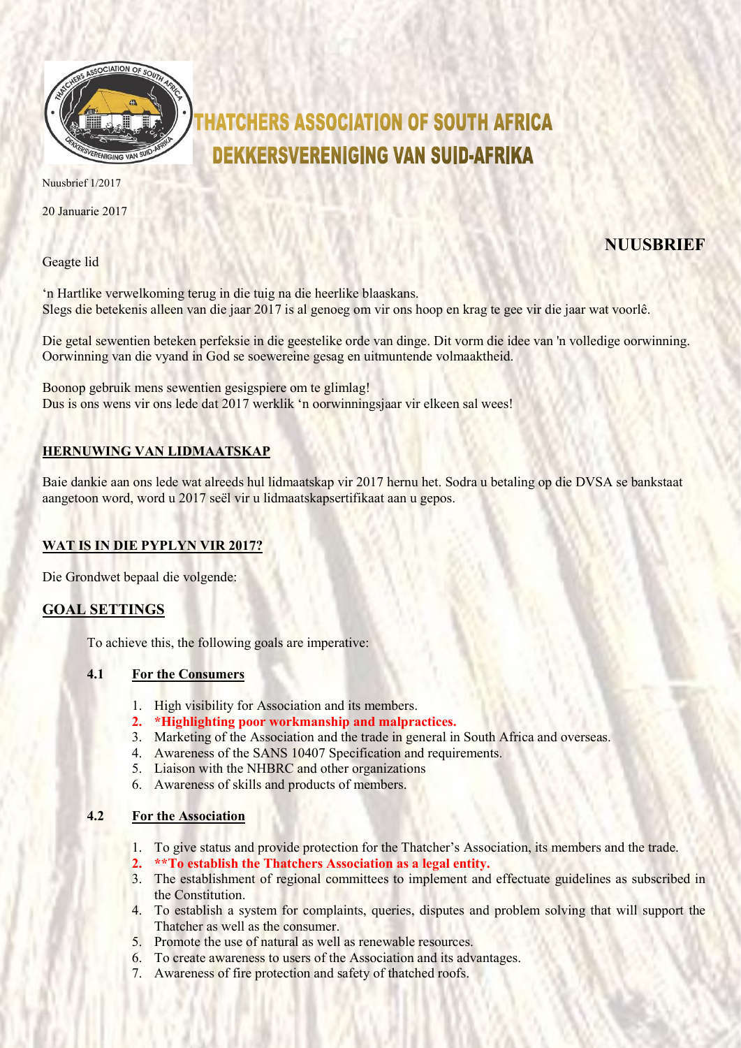# THATCHERS ASSOCIATION OF SOUTH AFRICA
# DEKKERSVERENIGING VAN SUID-AFRIKA

Nuusbrief 1/2017

20 Januarie 2017

## NUUSBRIEF

Geagte lid

'n Hartlike verwelkoming terug in die tuig na die heerlike blaaskans.
Slegs die betekenis alleen van die jaar 2017 is al genoeg om vir ons hoop en krag te gee vir die jaar wat voorlê.

Die getal sewentien beteken perfeksie in die geestelike orde van dinge. Dit vorm die idee van 'n volledige oorwinning. Oorwinning van die vyand in God se soewereine gesag en uitmuntende volmaaktheid.

Boonop gebruik mens sewentien gesigspiere om te glimlag!
Dus is ons wens vir ons lede dat 2017 werklik 'n oorwinningsjaar vir elkeen sal wees!

### HERNUWING VAN LIDMAATSKAP

Baie dankie aan ons lede wat alreeds hul lidmaatskap vir 2017 hernu het. Sodra u betaling op die DVSA se bankstaat aangetoon word, word u 2017 seël vir u lidmaatskapsertifikaat aan u gepos.

### WAT IS IN DIE PYPLYN VIR 2017?

Die Grondwet bepaal die volgende:

## GOAL SETTINGS

To achieve this, the following goals are imperative:

### 4.1 For the Consumers

1. High visibility for Association and its members.
2. **\*Highlighting poor workmanship and malpractices.**
3. Marketing of the Association and the trade in general in South Africa and overseas.
4. Awareness of the SANS 10407 Specification and requirements.
5. Liaison with the NHBRC and other organizations
6. Awareness of skills and products of members.

### 4.2 For the Association

1. To give status and provide protection for the Thatcher's Association, its members and the trade.
2. **\*\*To establish the Thatchers Association as a legal entity.**
3. The establishment of regional committees to implement and effectuate guidelines as subscribed in the Constitution.
4. To establish a system for complaints, queries, disputes and problem solving that will support the Thatcher as well as the consumer.
5. Promote the use of natural as well as renewable resources.
6. To create awareness to users of the Association and its advantages.
7. Awareness of fire protection and safety of thatched roofs.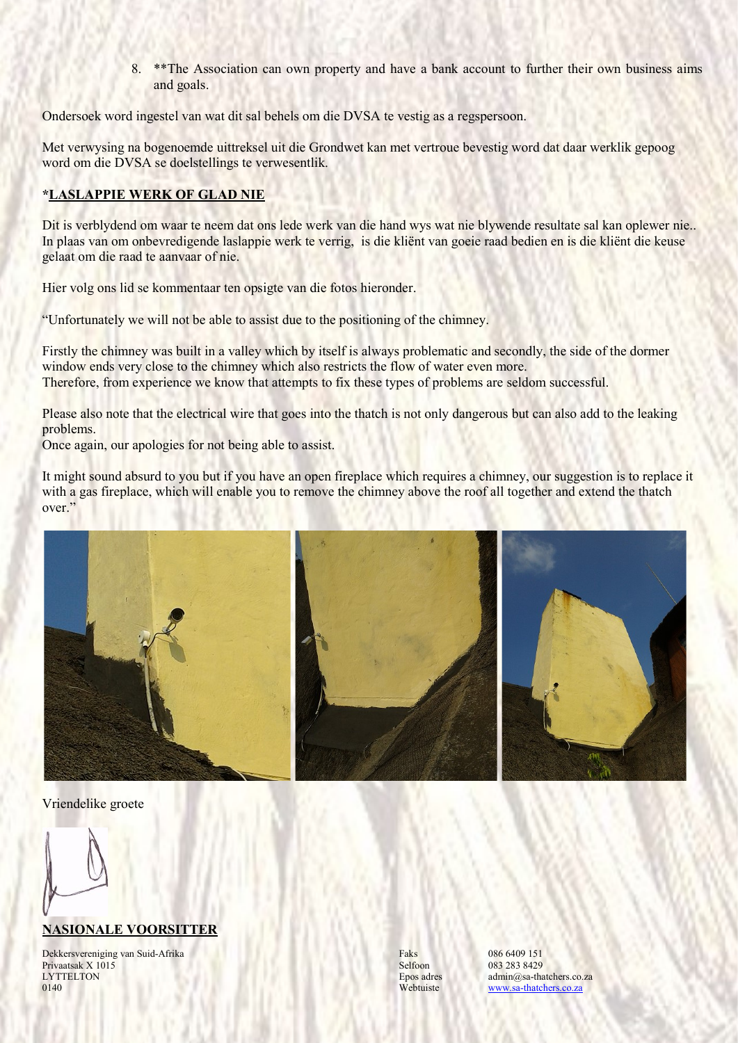8. **The Association can own property and have a bank account to further their own business aims and goals.

Ondersoek word ingestel van wat dit sal behels om die DVSA te vestig as a regspersoon.

Met verwysing na bogenoemde uittreksel uit die Grondwet kan met vertroue bevestig word dat daar werklik gepoog word om die DVSA se doelstellings te verwesenlik.

## *LASLAPPIE WERK OF GLAD NIE

Dit is verblydend om waar te neem dat ons lede werk van die hand wys wat nie blywende resultate sal kan oplewer nie.. In plaas van om onbevredigende laslappie werk te verrig, is die kliënt van goeie raad bedien en is die kliënt die keuse gelaat om die raad te aanvaar of nie.

Hier volg ons lid se kommentaar ten opsigte van die fotos hieronder.

"Unfortunately we will not be able to assist due to the positioning of the chimney.

Firstly the chimney was built in a valley which by itself is always problematic and secondly, the side of the dormer window ends very close to the chimney which also restricts the flow of water even more.
Therefore, from experience we know that attempts to fix these types of problems are seldom successful.

Please also note that the electrical wire that goes into the thatch is not only dangerous but can also add to the leaking problems.
Once again, our apologies for not being able to assist.

It might sound absurd to you but if you have an open fireplace which requires a chimney, our suggestion is to replace it with a gas fireplace, which will enable you to remove the chimney above the roof all together and extend the thatch over."

Vriendelike groete

**NASIONALE VOORSITTER**

Dekkersvereniging van Suid-Afrika
Privaatsak X 1015
LYTTELTON
0140

Faks 086 6409 151
Selfoon 083 283 8429
Epos adres admin@sa-thatchers.co.za
Webtuiste www.sa-thatchers.co.za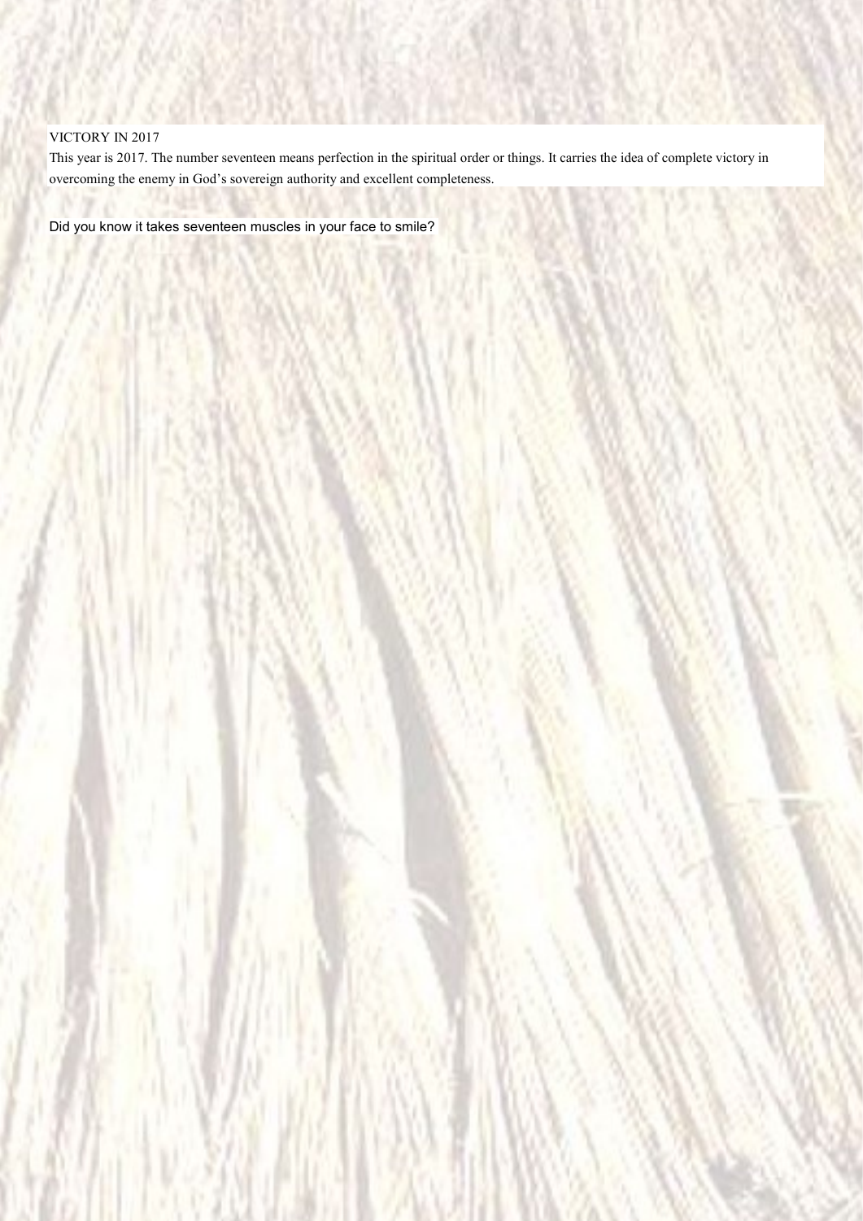VICTORY IN 2017

This year is 2017. The number seventeen means perfection in the spiritual order or things. It carries the idea of complete victory in overcoming the enemy in God's sovereign authority and excellent completeness.

Did you know it takes seventeen muscles in your face to smile?